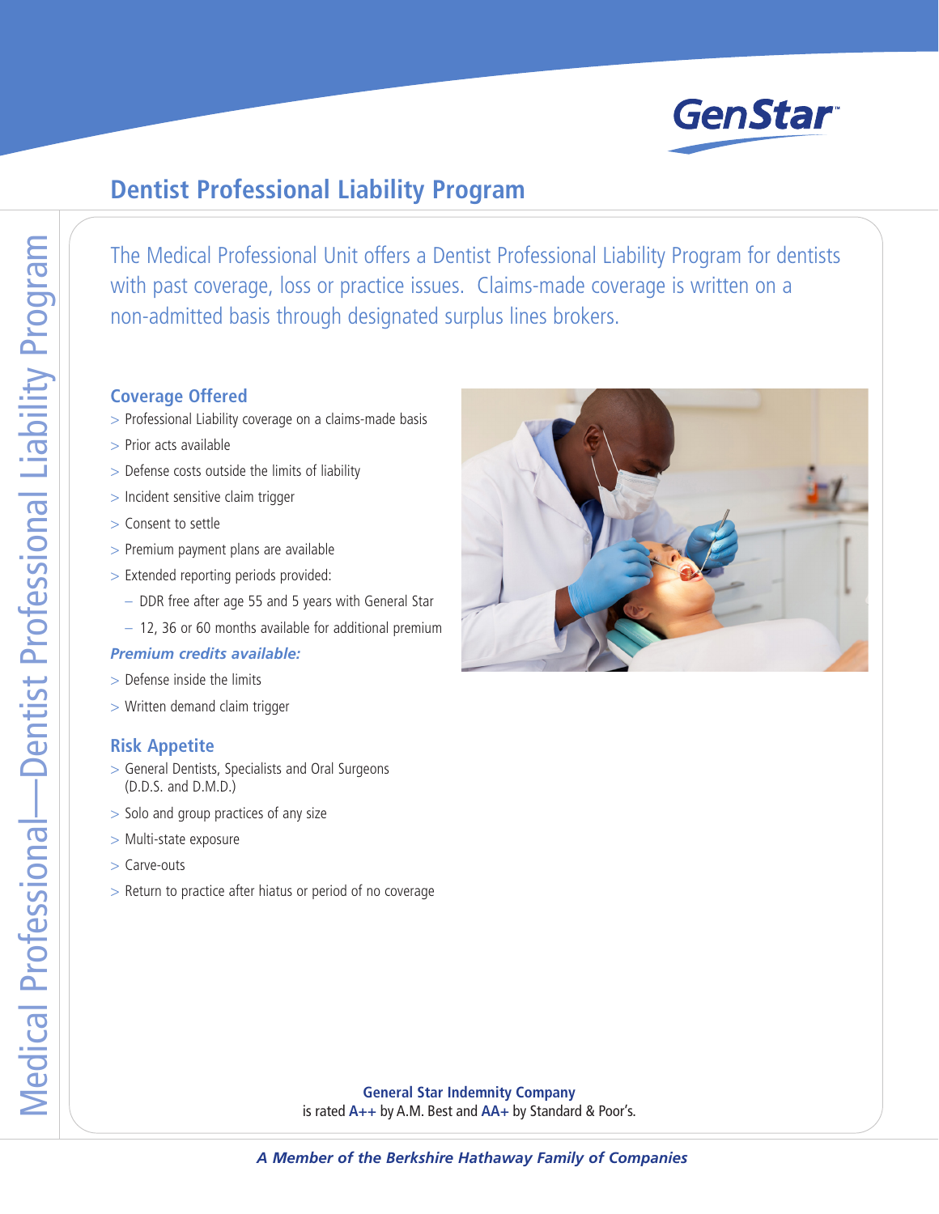# Dentist Professional Liability Program

The Medical Professional Unit offers a Dentist Professional Liability Program for dentists with past coverage, loss or practice issues. Claims-made coverage is written on a non-admitted basis through designated surplus lines brokers.

## Coverage Offered

- Professional Liability coverage on a claims-made basis
- Prior acts available
- Defense costs outside the limits of liability
- Incident sensitive claim trigger
- Consent to settle
- Premium payment plans are available
- Extended reporting periods provided:
  - DDR free after age 55 and 5 years with General Star
  - 12, 36 or 60 months available for additional premium

***Premium credits available:***

- Defense inside the limits
- Written demand claim trigger

## Risk Appetite

- General Dentists, Specialists and Oral Surgeons (D.D.S. and D.M.D.)
- Solo and group practices of any size
- Multi-state exposure
- Carve-outs
- Return to practice after hiatus or period of no coverage

**General Star Indemnity Company** is rated **A++** by A.M. Best and **AA+** by Standard & Poor's.

***A Member of the Berkshire Hathaway Family of Companies***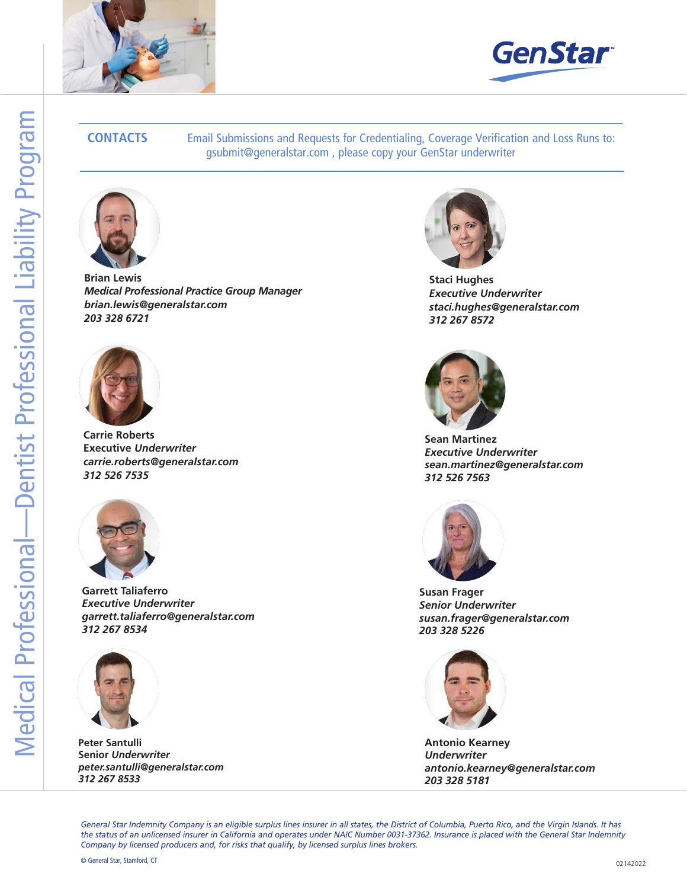## CONTACTS

Email Submissions and Requests for Credentialing, Coverage Verification and Loss Runs to: gsubmit@generalstar.com , please copy your GenStar underwriter

**Brian Lewis**
***Medical Professional Practice Group Manager***
***brian.lewis@generalstar.com***
***203 328 6721***

**Staci Hughes**
***Executive Underwriter***
***staci.hughes@generalstar.com***
***312 267 8572***

**Carrie Roberts**
**Executive *Underwriter***
***carrie.roberts@generalstar.com***
***312 526 7535***

**Sean Martinez**
***Executive Underwriter***
***sean.martinez@generalstar.com***
***312 526 7563***

**Garrett Taliaferro**
***Executive Underwriter***
***garrett.taliaferro@generalstar.com***
***312 267 8534***

**Susan Frager**
***Senior Underwriter***
***susan.frager@generalstar.com***
***203 328 5226***

**Peter Santulli**
**Senior *Underwriter***
***peter.santulli@generalstar.com***
***312 267 8533***

**Antonio Kearney**
***Underwriter***
***antonio.kearney@generalstar.com***
***203 328 5181***

*General Star Indemnity Company is an eligible surplus lines insurer in all states, the District of Columbia, Puerto Rico, and the Virgin Islands. It has the status of an unlicensed insurer in California and operates under NAIC Number 0031-37362. Insurance is placed with the General Star Indemnity Company by licensed producers and, for risks that qualify, by licensed surplus lines brokers.*

© General Star, Stamford, CT

02142022